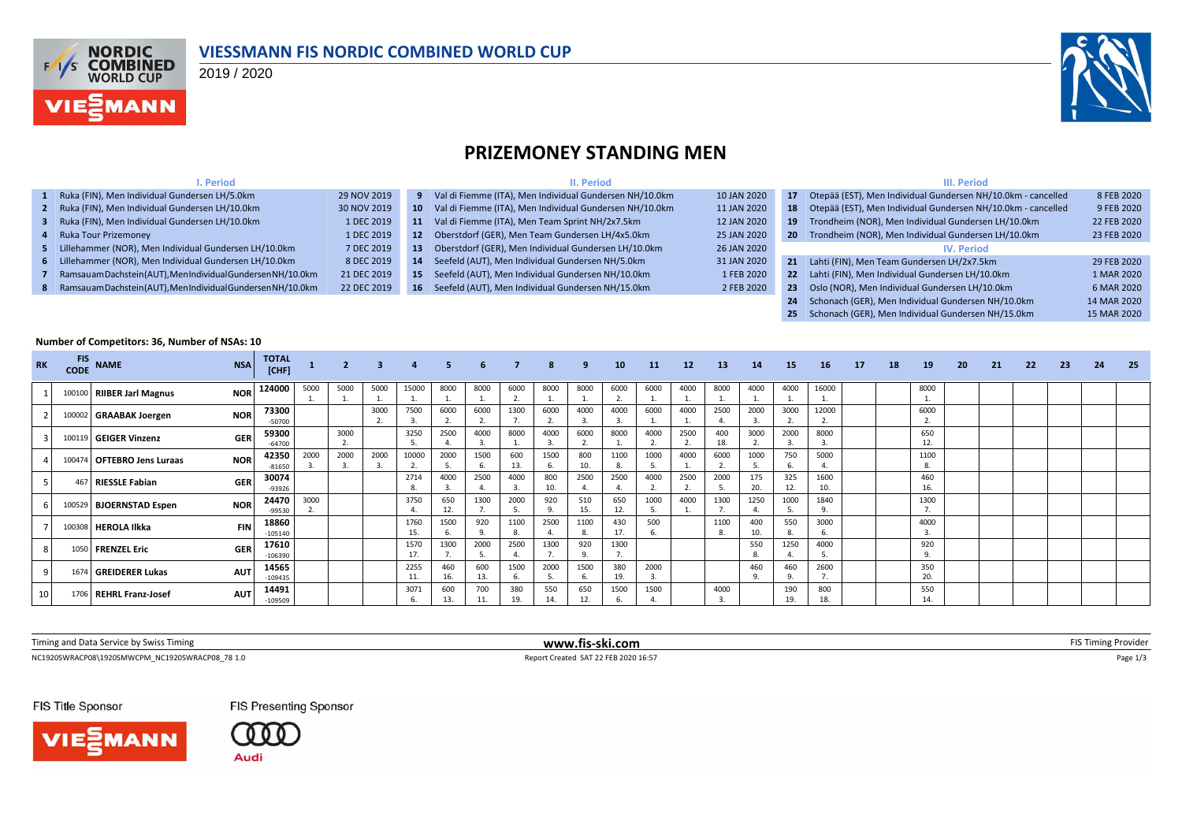# VIESSMANN FIS NORDIC COMBINED WORLD CUP

2019 / 2020

## PRIZEMONEY STANDING MEN

### I. Period

| No. | Event | Date |
|---|---|---|
| 1 | Ruka (FIN), Men Individual Gundersen LH/5.0km | 29 NOV 2019 |
| 2 | Ruka (FIN), Men Individual Gundersen LH/10.0km | 30 NOV 2019 |
| 3 | Ruka (FIN), Men Individual Gundersen LH/10.0km | 1 DEC 2019 |
| 4 | Ruka Tour Prizemoney | 1 DEC 2019 |
| 5 | Lillehammer (NOR), Men Individual Gundersen LH/10.0km | 7 DEC 2019 |
| 6 | Lillehammer (NOR), Men Individual Gundersen LH/10.0km | 8 DEC 2019 |
| 7 | RamsauamDachstein(AUT),MenIndividualGundersenNH/10.0km | 21 DEC 2019 |
| 8 | RamsauamDachstein(AUT),MenIndividualGundersenNH/10.0km | 22 DEC 2019 |

### II. Period

| No. | Event | Date |
|---|---|---|
| 9 | Val di Fiemme (ITA), Men Individual Gundersen NH/10.0km | 10 JAN 2020 |
| 10 | Val di Fiemme (ITA), Men Individual Gundersen NH/10.0km | 11 JAN 2020 |
| 11 | Val di Fiemme (ITA), Men Team Sprint NH/2x7.5km | 12 JAN 2020 |
| 12 | Oberstdorf (GER), Men Team Gundersen LH/4x5.0km | 25 JAN 2020 |
| 13 | Oberstdorf (GER), Men Individual Gundersen LH/10.0km | 26 JAN 2020 |
| 14 | Seefeld (AUT), Men Individual Gundersen NH/5.0km | 31 JAN 2020 |
| 15 | Seefeld (AUT), Men Individual Gundersen NH/10.0km | 1 FEB 2020 |
| 16 | Seefeld (AUT), Men Individual Gundersen NH/15.0km | 2 FEB 2020 |

### III. Period

| No. | Event | Date |
|---|---|---|
| 17 | Otepää (EST), Men Individual Gundersen NH/10.0km - cancelled | 8 FEB 2020 |
| 18 | Otepää (EST), Men Individual Gundersen NH/10.0km - cancelled | 9 FEB 2020 |
| 19 | Trondheim (NOR), Men Individual Gundersen LH/10.0km | 22 FEB 2020 |
| 20 | Trondheim (NOR), Men Individual Gundersen LH/10.0km | 23 FEB 2020 |

### IV. Period

| No. | Event | Date |
|---|---|---|
| 21 | Lahti (FIN), Men Team Gundersen LH/2x7.5km | 29 FEB 2020 |
| 22 | Lahti (FIN), Men Individual Gundersen LH/10.0km | 1 MAR 2020 |
| 23 | Oslo (NOR), Men Individual Gundersen LH/10.0km | 6 MAR 2020 |
| 24 | Schonach (GER), Men Individual Gundersen NH/10.0km | 14 MAR 2020 |
| 25 | Schonach (GER), Men Individual Gundersen NH/15.0km | 15 MAR 2020 |

**Number of Competitors: 36, Number of NSAs: 10**

| RK | FIS CODE | NAME | NSA | TOTAL [CHF] | 1 | 2 | 3 | 4 | 5 | 6 | 7 | 8 | 9 | 10 | 11 | 12 | 13 | 14 | 15 | 16 | 17 | 18 | 19 | 20 | 21 | 22 | 23 | 24 | 25 |
|---|---|---|---|---|---|---|---|---|---|---|---|---|---|---|---|---|---|---|---|---|---|---|---|---|---|---|---|---|---|
| 1 | 100100 | **RIIBER Jarl Magnus** | NOR | 124000 | 5000 1. | 5000 1. | 5000 1. | 15000 1. | 8000 1. | 8000 1. | 6000 2. | 8000 1. | 8000 1. | 6000 2. | 6000 1. | 4000 1. | 8000 1. | 4000 1. | 4000 1. | 16000 1. | | | 8000 1. | | | | | | |
| 2 | 100002 | **GRAABAK Joergen** | NOR | 73300 -50700 | | | 3000 2. | 7500 3. | 6000 2. | 6000 2. | 1300 7. | 6000 2. | 4000 3. | 4000 3. | 6000 1. | 4000 1. | 2500 4. | 2000 3. | 3000 2. | 12000 2. | | | 6000 2. | | | | | | |
| 3 | 100119 | **GEIGER Vinzenz** | GER | 59300 -64700 | | 3000 2. | | 3250 5. | 2500 4. | 4000 3. | 8000 1. | 4000 3. | 6000 2. | 8000 1. | 4000 2. | 2500 2. | 400 18. | 3000 2. | 2000 3. | 8000 3. | | | 650 12. | | | | | | |
| 4 | 100474 | **OFTEBRO Jens Luraas** | NOR | 42350 -81650 | 2000 3. | 2000 3. | 2000 3. | 10000 2. | 2000 5. | 1500 6. | 600 13. | 1500 6. | 800 10. | 1100 8. | 1000 5. | 4000 1. | 6000 2. | 1000 5. | 750 6. | 5000 4. | | | 1100 8. | | | | | | |
| 5 | 467 | **RIESSLE Fabian** | GER | 30074 -93926 | | | | 2714 8. | 4000 3. | 2500 4. | 4000 3. | 800 10. | 2500 4. | 2500 4. | 4000 2. | 2500 2. | 2000 5. | 175 20. | 325 12. | 1600 10. | | | 460 16. | | | | | | |
| 6 | 100529 | **BJOERNSTAD Espen** | NOR | 24470 -99530 | 3000 2. | | | 3750 4. | 650 12. | 1300 7. | 2000 5. | 920 9. | 510 15. | 650 12. | 1000 5. | 4000 1. | 1300 7. | 1250 4. | 1000 5. | 1840 9. | | | 1300 7. | | | | | | |
| 7 | 100308 | **HEROLA Ilkka** | FIN | 18860 -105140 | | | | 1760 15. | 1500 6. | 920 9. | 1100 8. | 2500 4. | 1100 8. | 430 17. | 500 6. | | 1100 8. | 400 10. | 550 8. | 3000 6. | | | 4000 3. | | | | | | |
| 8 | 1050 | **FRENZEL Eric** | GER | 17610 -106390 | | | | 1570 17. | 1300 7. | 2000 5. | 2500 4. | 1300 7. | 920 9. | 1300 7. | | | | 550 8. | 1250 4. | 4000 5. | | | 920 9. | | | | | | |
| 9 | 1674 | **GREIDERER Lukas** | AUT | 14565 -109435 | | | | 2255 11. | 460 16. | 600 13. | 1500 6. | 2000 5. | 1500 6. | 380 19. | 2000 3. | | | 460 9. | 460 9. | 2600 7. | | | 350 20. | | | | | | |
| 10 | 1706 | **REHRL Franz-Josef** | AUT | 14491 -109509 | | | | 3071 6. | 600 13. | 700 11. | 380 19. | 550 14. | 650 12. | 1500 6. | 1500 4. | | 4000 3. | | 190 19. | 800 18. | | | 550 14. | | | | | | |

Timing and Data Service by Swiss Timing — www.fis-ski.com — FIS Timing Provider

NC1920SWRACP08\1920SMWCPM_NC1920SWRACP08_78 1.0 — Report Created SAT 22 FEB 2020 16:57

FIS Title Sponsor: VIESSMANN — FIS Presenting Sponsor: Audi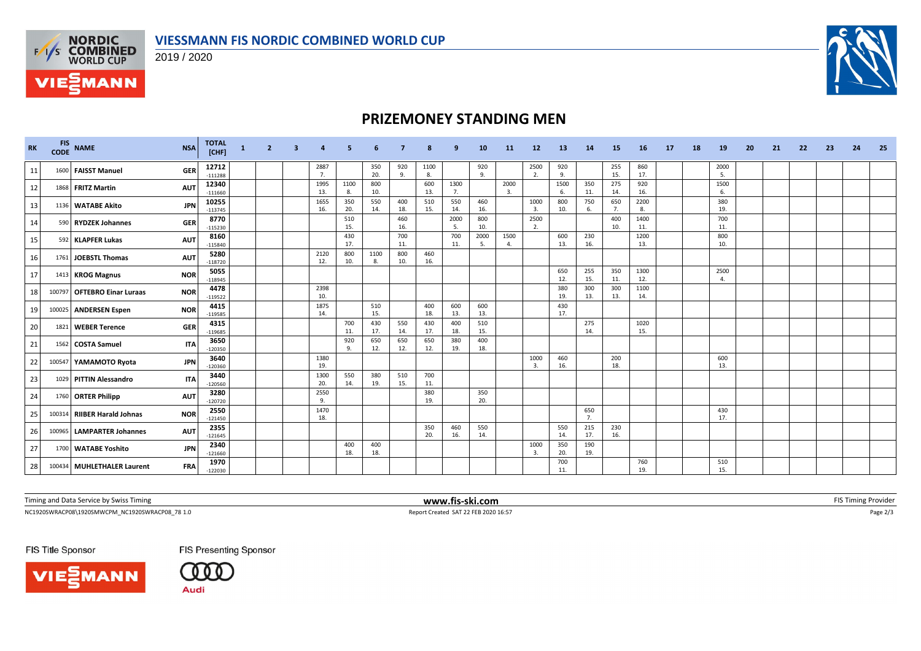# VIESSMANN FIS NORDIC COMBINED WORLD CUP

2019 / 2020

## PRIZEMONEY STANDING MEN

| RK | FIS CODE | NAME | NSA | TOTAL [CHF] | 1 | 2 | 3 | 4 | 5 | 6 | 7 | 8 | 9 | 10 | 11 | 12 | 13 | 14 | 15 | 16 | 17 | 18 | 19 | 20 | 21 | 22 | 23 | 24 | 25 |
|---|---|---|---|---|---|---|---|---|---|---|---|---|---|---|---|---|---|---|---|---|---|---|---|---|---|---|---|---|---|
| 11 | 1600 | FAISST Manuel | GER | 12712 -111288 | | | | 2887 7. | | 350 20. | 920 9. | 1100 8. | | 920 9. | | 2500 2. | 920 9. | | 255 15. | 860 17. | | | 2000 5. | | | | | | |
| 12 | 1868 | FRITZ Martin | AUT | 12340 -111660 | | | | 1995 13. | 1100 8. | 800 10. | | 600 13. | 1300 7. | | 2000 3. | | 1500 6. | 350 11. | 275 14. | 920 16. | | | 1500 6. | | | | | | |
| 13 | 1136 | WATABE Akito | JPN | 10255 -113745 | | | | 1655 16. | 350 20. | 550 14. | 400 18. | 510 15. | 550 14. | 460 16. | | 1000 3. | 800 10. | 750 6. | 650 7. | 2200 8. | | | 380 19. | | | | | | |
| 14 | 590 | RYDZEK Johannes | GER | 8770 -115230 | | | | | 510 15. | | 460 16. | | 2000 5. | 800 10. | | 2500 2. | | | 400 10. | 1400 11. | | | 700 11. | | | | | | |
| 15 | 592 | KLAPFER Lukas | AUT | 8160 -115840 | | | | | 430 17. | | 700 11. | | 700 11. | 2000 5. | 1500 4. | | 600 13. | 230 16. | | 1200 13. | | | 800 10. | | | | | | |
| 16 | 1761 | JOEBSTL Thomas | AUT | 5280 -118720 | | | | 2120 12. | 800 10. | 1100 8. | 800 10. | 460 16. | | | | | | | | | | | | | | | | | |
| 17 | 1413 | KROG Magnus | NOR | 5055 -118945 | | | | | | | | | | | | | 650 12. | 255 15. | 350 11. | 1300 12. | | | 2500 4. | | | | | | |
| 18 | 100797 | OFTEBRO Einar Luraas | NOR | 4478 -119522 | | | | 2398 10. | | | | | | | | | 380 19. | 300 13. | 300 13. | 1100 14. | | | | | | | | | |
| 19 | 100025 | ANDERSEN Espen | NOR | 4415 -119585 | | | | 1875 14. | | 510 15. | | 400 18. | 600 13. | 600 13. | | | 430 17. | | | | | | | | | | | | |
| 20 | 1821 | WEBER Terence | GER | 4315 -119685 | | | | | 700 11. | 430 17. | 550 14. | 430 17. | 400 18. | 510 15. | | | | 275 14. | | 1020 15. | | | | | | | | | |
| 21 | 1562 | COSTA Samuel | ITA | 3650 -120350 | | | | | 920 9. | 650 12. | 650 12. | 650 12. | 380 19. | 400 18. | | | | | | | | | | | | | | | |
| 22 | 100547 | YAMAMOTO Ryota | JPN | 3640 -120360 | | | | 1380 19. | | | | | | | | 1000 3. | 460 16. | | 200 18. | | | | 600 13. | | | | | | |
| 23 | 1029 | PITTIN Alessandro | ITA | 3440 -120560 | | | | 1300 20. | 550 14. | 380 19. | 510 15. | 700 11. | | | | | | | | | | | | | | | | | |
| 24 | 1760 | ORTER Philipp | AUT | 3280 -120720 | | | | 2550 9. | | | | 380 19. | | 350 20. | | | | | | | | | | | | | | | |
| 25 | 100314 | RIIBER Harald Johnas | NOR | 2550 -121450 | | | | 1470 18. | | | | | | | | | | 650 7. | | | | | 430 17. | | | | | | |
| 26 | 100965 | LAMPARTER Johannes | AUT | 2355 -121645 | | | | | | | | 350 20. | 460 16. | 550 14. | | | 550 14. | 215 17. | 230 16. | | | | | | | | | | |
| 27 | 1700 | WATABE Yoshito | JPN | 2340 -121660 | | | | | 400 18. | 400 18. | | | | | | 1000 3. | 350 20. | 190 19. | | | | | | | | | | | |
| 28 | 100434 | MUHLETHALER Laurent | FRA | 1970 -122030 | | | | | | | | | | | | | 700 11. | | | 760 19. | | | 510 15. | | | | | | |

Timing and Data Service by Swiss Timing | www.fis-ski.com | FIS Timing Provider

NC1920SWRACP08\1920SMWCPM_NC1920SWRACP08_78 1.0 | Report Created SAT 22 FEB 2020 16:57

FIS Title Sponsor: VIESSMANN | FIS Presenting Sponsor: Audi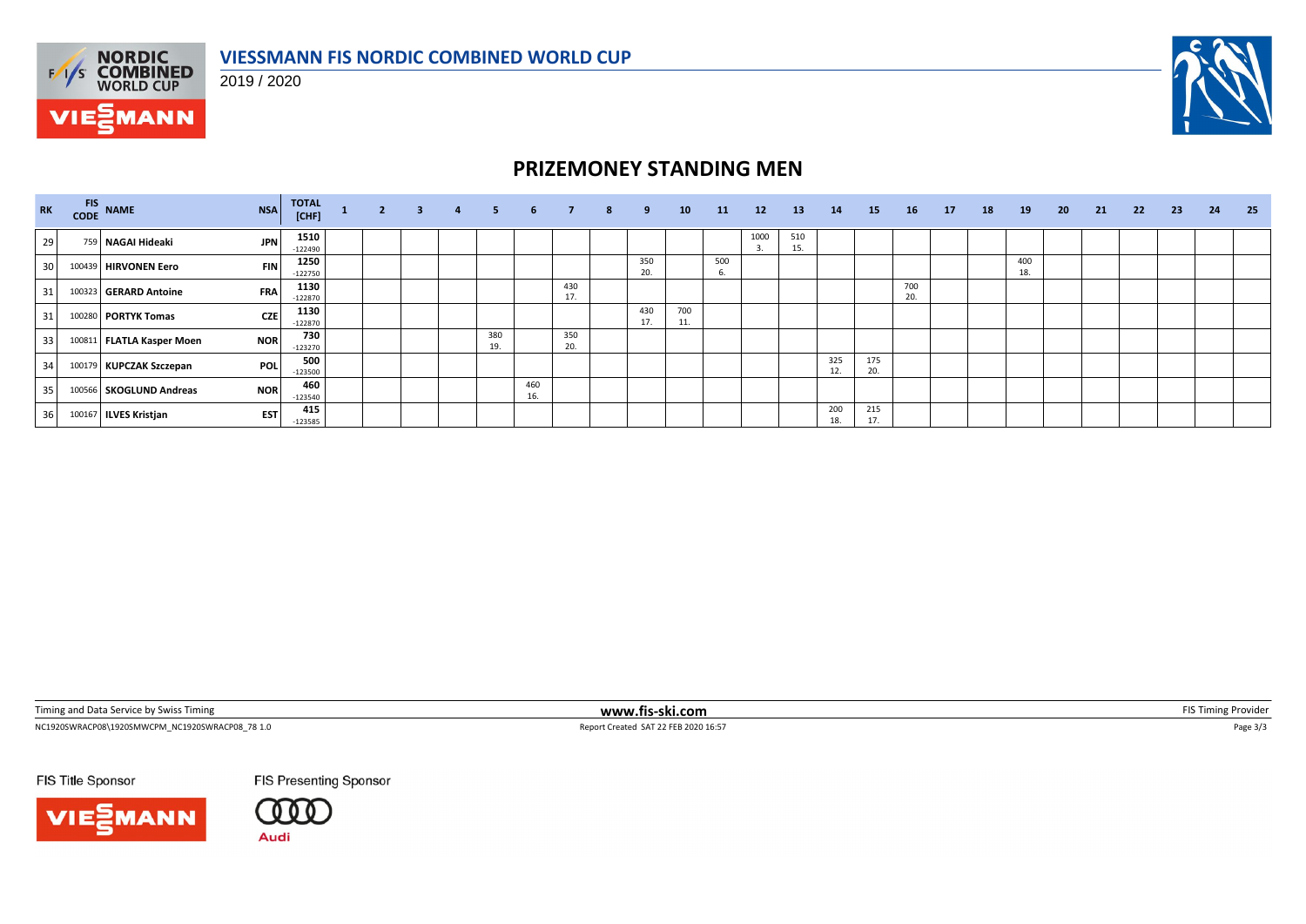# VIESSMANN FIS NORDIC COMBINED WORLD CUP

2019 / 2020

## PRIZEMONEY STANDING MEN

| RK | FIS CODE | NAME | NSA | TOTAL [CHF] | 1 | 2 | 3 | 4 | 5 | 6 | 7 | 8 | 9 | 10 | 11 | 12 | 13 | 14 | 15 | 16 | 17 | 18 | 19 | 20 | 21 | 22 | 23 | 24 | 25 |
|---|---|---|---|---|---|---|---|---|---|---|---|---|---|---|---|---|---|---|---|---|---|---|---|---|---|---|---|---|---|
| 29 | 759 | NAGAI Hideaki | JPN | 1510 -122490 | | | | | | | | | | | | 1000 3. | 510 15. | | | | | | | | | | | | |
| 30 | 100439 | HIRVONEN Eero | FIN | 1250 -122750 | | | | | | | | | 350 20. | | 500 6. | | | | | | | | 400 18. | | | | | | |
| 31 | 100323 | GERARD Antoine | FRA | 1130 -122870 | | | | | | | 430 17. | | | | | | | | | 700 20. | | | | | | | | | |
| 31 | 100280 | PORTYK Tomas | CZE | 1130 -122870 | | | | | | | | | 430 17. | 700 11. | | | | | | | | | | | | | | | |
| 33 | 100811 | FLATLA Kasper Moen | NOR | 730 -123270 | | | | | 380 19. | | 350 20. | | | | | | | | | | | | | | | | | | |
| 34 | 100179 | KUPCZAK Szczepan | POL | 500 -123500 | | | | | | | | | | | | | | 325 12. | 175 20. | | | | | | | | | | |
| 35 | 100566 | SKOGLUND Andreas | NOR | 460 -123540 | | | | | | 460 16. | | | | | | | | | | | | | | | | | | | |
| 36 | 100167 | ILVES Kristjan | EST | 415 -123585 | | | | | | | | | | | | | | 200 18. | 215 17. | | | | | | | | | | |

Timing and Data Service by Swiss Timing

www.fis-ski.com

FIS Timing Provider

NC1920SWRACP08\1920SMWCPM_NC1920SWRACP08_78 1.0

Report Created SAT 22 FEB 2020 16:57

FIS Title Sponsor

FIS Presenting Sponsor